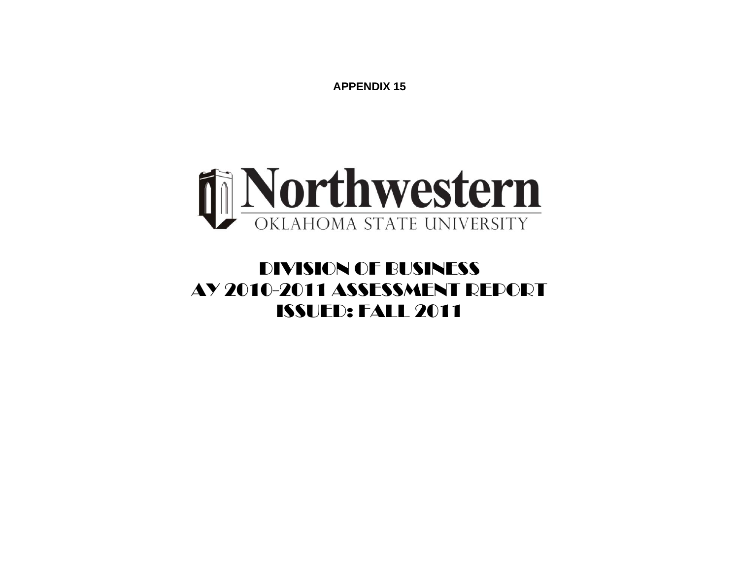**APPENDIX 15**

Northwestern

OKLAHOMA STATE UNIVERSITY

# DIVISION OF BUSINESS
# AY 2010-2011 ASSESSMENT REPORT
# ISSUED: FALL 2011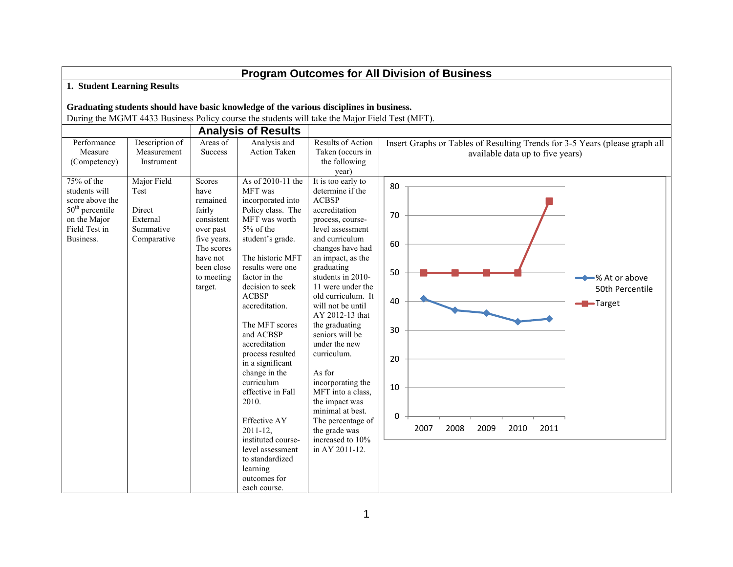# Program Outcomes for All Division of Business

## 1. Student Learning Results

**Graduating students should have basic knowledge of the various disciplines in business.**
During the MGMT 4433 Business Policy course the students will take the Major Field Test (MFT).

| Performance Measure (Competency) | Description of Measurement Instrument | Areas of Success | Analysis and Action Taken | Results of Action Taken (occurs in the following year) | Insert Graphs or Tables of Resulting Trends for 3-5 Years (please graph all available data up to five years) |
|---|---|---|---|---|---|
| 75% of the students will score above the 50th percentile on the Major Field Test in Business. | Major Field Test<br><br>Direct External Summative Comparative | Scores have remained fairly consistent over past five years. The scores have not been close to meeting target. | As of 2010-11 the MFT was incorporated into Policy class. The MFT was worth 5% of the student's grade.<br><br>The historic MFT results were one factor in the decision to seek ACBSP accreditation.<br><br>The MFT scores and ACBSP accreditation process resulted in a significant change in the curriculum effective in Fall 2010.<br><br>Effective AY 2011-12, instituted course-level assessment to standardized learning outcomes for each course. | It is too early to determine if the ACBSP accreditation process, course-level assessment and curriculum changes have had an impact, as the graduating students in 2010-11 were under the old curriculum. It will not be until AY 2012-13 that the graduating seniors will be under the new curriculum.<br><br>As for incorporating the MFT into a class, the impact was minimal at best. The percentage of the grade was increased to 10% in AY 2011-12. | (Graph data below) |

| Year | % At or above 50th Percentile | Target |
|---|---|---|
| 2007 | 41 | 50 |
| 2008 | 37 | 50 |
| 2009 | 36 | 50 |
| 2010 | 33 | 50 |
| 2011 | 34 | 75 |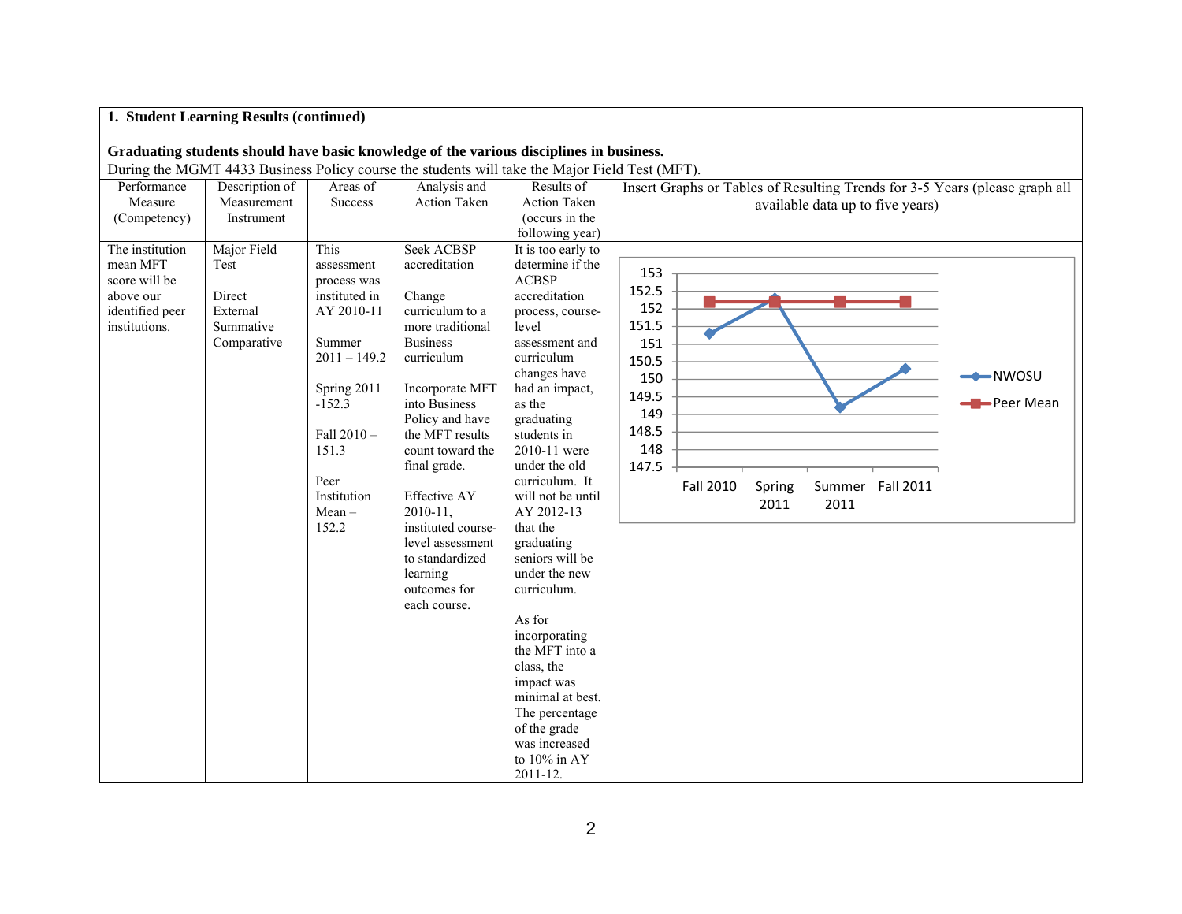**1. Student Learning Results (continued)**

**Graduating students should have basic knowledge of the various disciplines in business.**

During the MGMT 4433 Business Policy course the students will take the Major Field Test (MFT).

| Performance Measure (Competency) | Description of Measurement Instrument | Areas of Success | Analysis and Action Taken | Results of Action Taken (occurs in the following year) | Insert Graphs or Tables of Resulting Trends for 3-5 Years (please graph all available data up to five years) |
|---|---|---|---|---|---|
| The institution mean MFT score will be above our identified peer institutions. | Major Field Test<br><br>Direct External Summative Comparative | This assessment process was instituted in AY 2010-11<br><br>Summer 2011 – 149.2<br><br>Spring 2011 -152.3<br><br>Fall 2010 – 151.3<br><br>Peer Institution Mean – 152.2 | Seek ACBSP accreditation<br><br>Change curriculum to a more traditional Business curriculum<br><br>Incorporate MFT into Business Policy and have the MFT results count toward the final grade.<br><br>Effective AY 2010-11, instituted course-level assessment to standardized learning outcomes for each course. | It is too early to determine if the ACBSP accreditation process, course-level assessment and curriculum changes have had an impact, as the graduating students in 2010-11 were under the old curriculum. It will not be until AY 2012-13 that the graduating seniors will be under the new curriculum.<br><br>As for incorporating the MFT into a class, the impact was minimal at best. The percentage of the grade was increased to 10% in AY 2011-12. | Chart: NWOSU vs Peer Mean<br><br>\| Term \| NWOSU \| Peer Mean \|<br>\|---\|---\|---\|<br>\| Fall 2010 \| 151.3 \| 152.2 \|<br>\| Spring 2011 \| 152.3 \| 152.2 \|<br>\| Summer 2011 \| 149.2 \| 152.2 \|<br>\| Fall 2011 \| 150.3 \| 152.2 \| |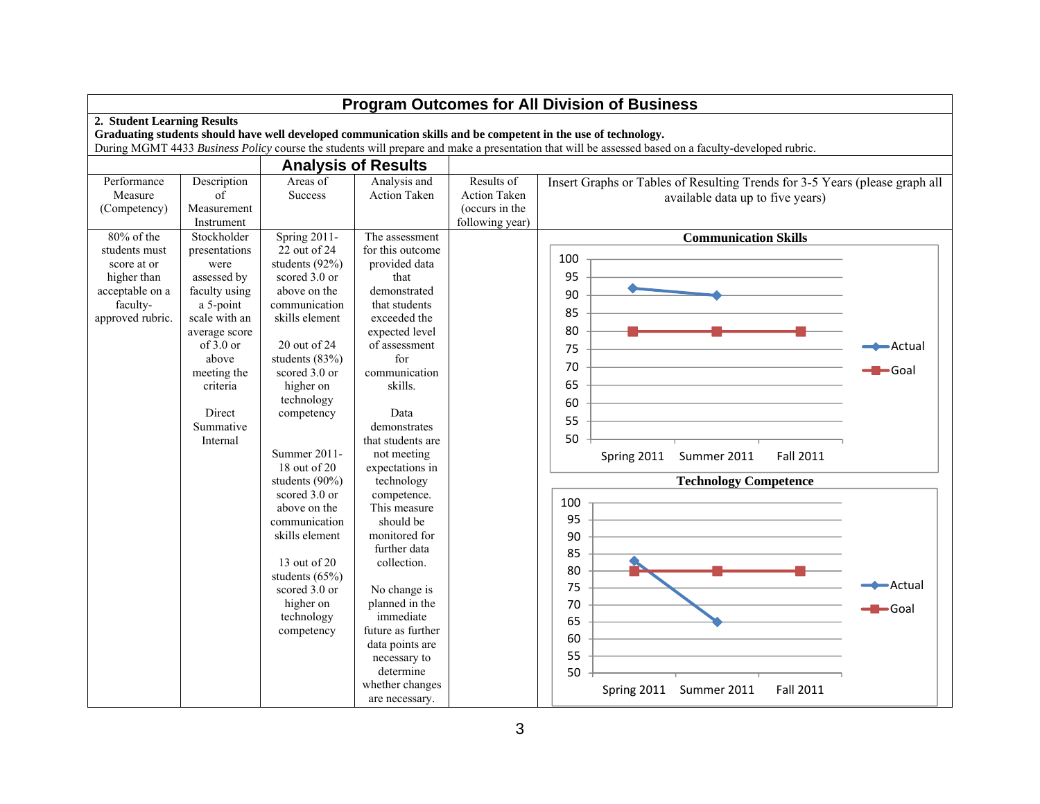# Program Outcomes for All Division of Business

**2. Student Learning Results**

**Graduating students should have well developed communication skills and be competent in the use of technology.**

During MGMT 4433 *Business Policy* course the students will prepare and make a presentation that will be assessed based on a faculty-developed rubric.

## Analysis of Results

| Performance Measure (Competency) | Description of Measurement Instrument | Areas of Success | Analysis and Action Taken | Results of Action Taken (occurs in the following year) | Insert Graphs or Tables of Resulting Trends for 3-5 Years (please graph all available data up to five years) |
|---|---|---|---|---|---|
| 80% of the students must score at or higher than acceptable on a faculty-approved rubric. | Stockholder presentations were assessed by faculty using a 5-point scale with an average score of 3.0 or above meeting the criteria<br><br>Direct Summative Internal | Spring 2011- 22 out of 24 students (92%) scored 3.0 or above on the communication skills element<br><br>20 out of 24 students (83%) scored 3.0 or higher on technology competency<br><br>Summer 2011- 18 out of 20 students (90%) scored 3.0 or above on the communication skills element<br><br>13 out of 20 students (65%) scored 3.0 or higher on technology competency | The assessment for this outcome provided data that demonstrated that students exceeded the expected level of assessment for communication skills.<br><br>Data demonstrates that students are not meeting expectations in technology competence. This measure should be monitored for further data collection.<br><br>No change is planned in the immediate future as further data points are necessary to determine whether changes are necessary. | | **Communication Skills**<br><br>Actual: Spring 2011 – 92; Summer 2011 – 90<br>Goal: Spring 2011 – 80; Summer 2011 – 80; Fall 2011 – 80<br><br>**Technology Competence**<br><br>Actual: Spring 2011 – 83; Summer 2011 – 65<br>Goal: Spring 2011 – 80; Summer 2011 – 80; Fall 2011 – 80 |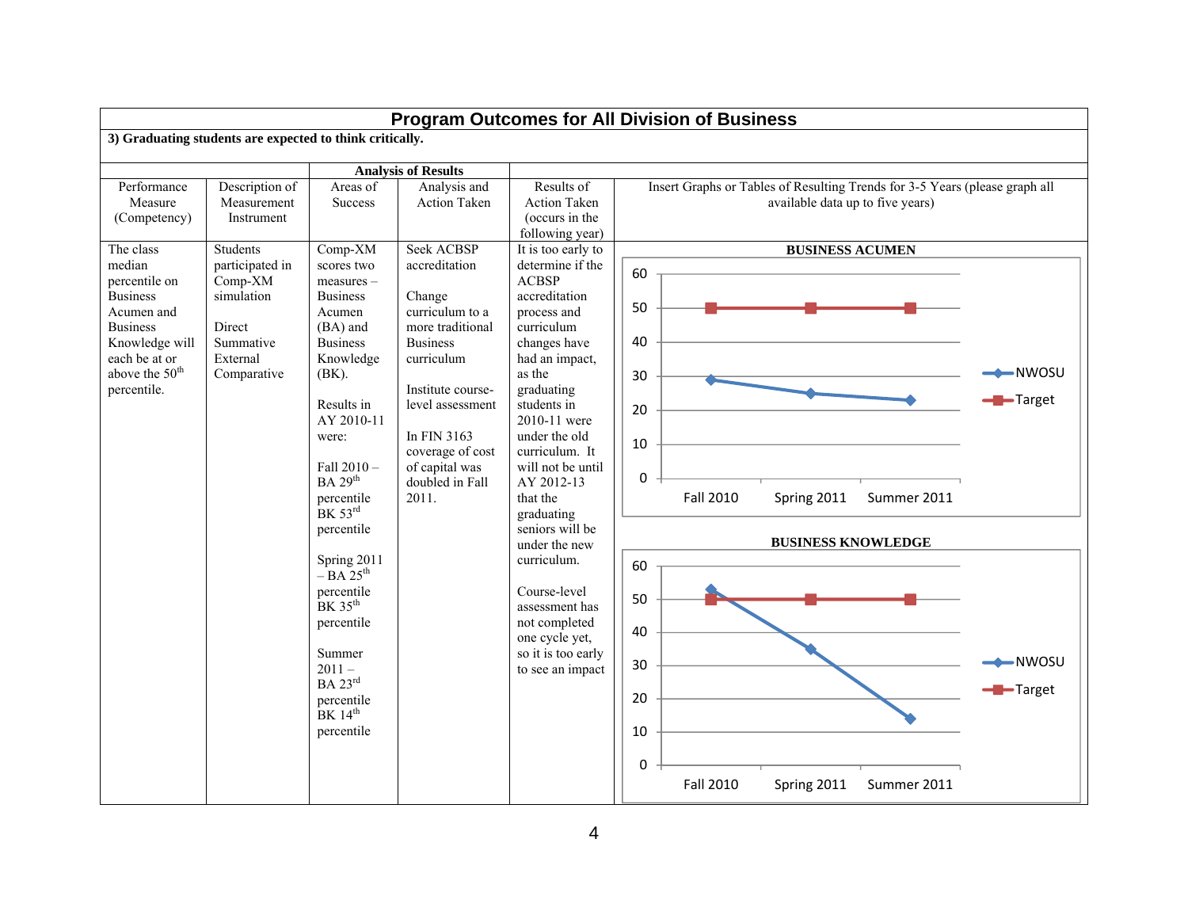## Program Outcomes for All Division of Business

**3) Graduating students are expected to think critically.**

| Performance Measure (Competency) | Description of Measurement Instrument | Analysis of Results: Areas of Success | Analysis of Results: Analysis and Action Taken | Results of Action Taken (occurs in the following year) | Insert Graphs or Tables of Resulting Trends for 3-5 Years (please graph all available data up to five years) |
|---|---|---|---|---|---|
| The class median percentile on Business Acumen and Business Knowledge will each be at or above the 50th percentile. | Students participated in Comp-XM simulation<br><br>Direct Summative External Comparative | Comp-XM scores two measures – Business Acumen (BA) and Business Knowledge (BK).<br><br>Results in AY 2010-11 were:<br><br>Fall 2010 – BA 29th percentile BK 53rd percentile<br><br>Spring 2011 – BA 25th percentile BK 35th percentile<br><br>Summer 2011 – BA 23rd percentile BK 14th percentile | Seek ACBSP accreditation<br><br>Change curriculum to a more traditional Business curriculum<br><br>Institute course-level assessment<br><br>In FIN 3163 coverage of cost of capital was doubled in Fall 2011. | It is too early to determine if the ACBSP accreditation process and curriculum changes have had an impact, as the graduating students in 2010-11 were under the old curriculum. It will not be until AY 2012-13 that the graduating seniors will be under the new curriculum.<br><br>Course-level assessment has not completed one cycle yet, so it is too early to see an impact | **BUSINESS ACUMEN**<br>(Graph: NWOSU vs. Target)<br>Fall 2010: NWOSU 29, Target 50<br>Spring 2011: NWOSU 25, Target 50<br>Summer 2011: NWOSU 23, Target 50<br><br>**BUSINESS KNOWLEDGE**<br>(Graph: NWOSU vs. Target)<br>Fall 2010: NWOSU 53, Target 50<br>Spring 2011: NWOSU 35, Target 50<br>Summer 2011: NWOSU 14, Target 50 |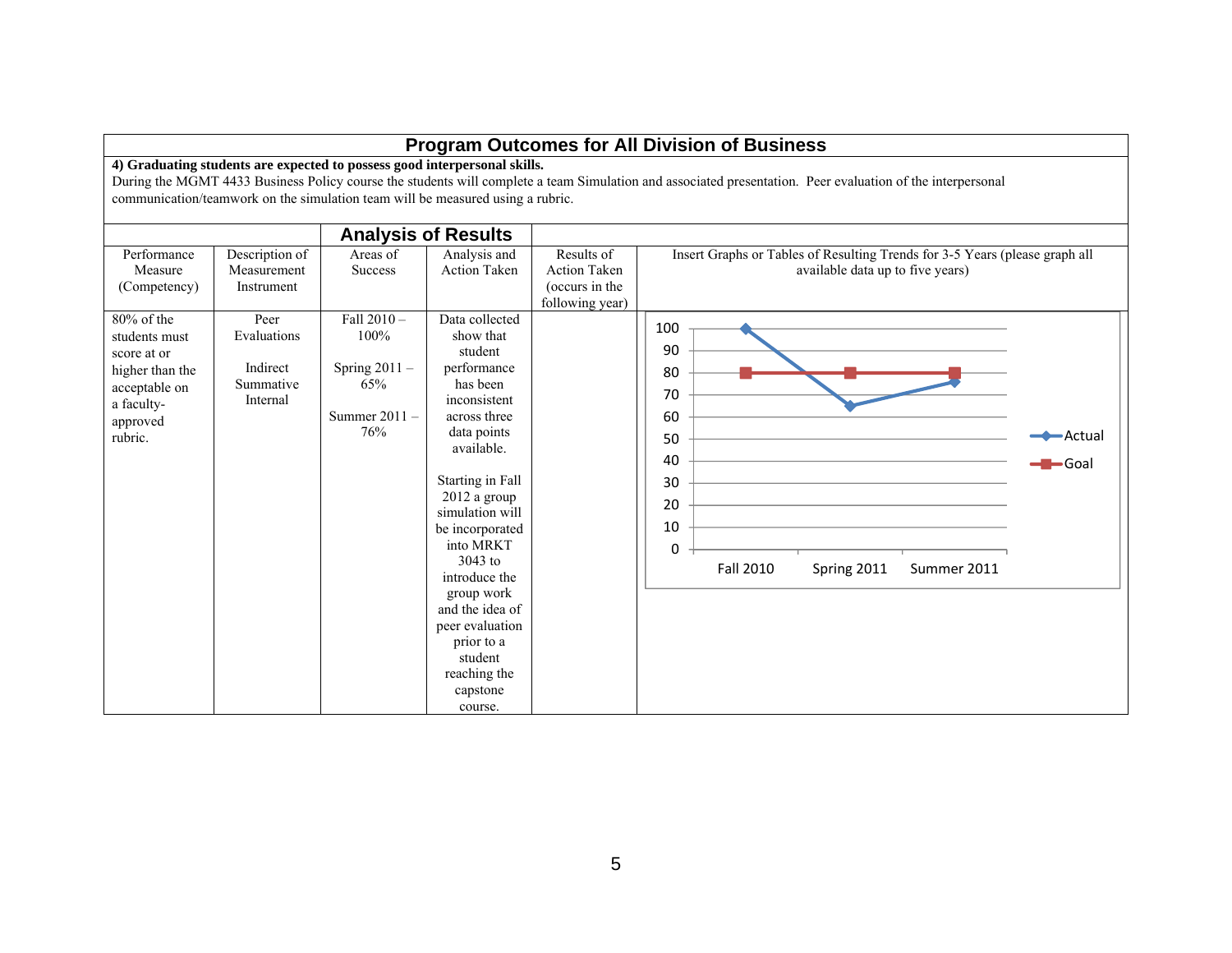# Program Outcomes for All Division of Business

**4) Graduating students are expected to possess good interpersonal skills.**

During the MGMT 4433 Business Policy course the students will complete a team Simulation and associated presentation. Peer evaluation of the interpersonal communication/teamwork on the simulation team will be measured using a rubric.

| | | Analysis of Results | | | |
|---|---|---|---|---|---|
| Performance Measure (Competency) | Description of Measurement Instrument | Areas of Success | Analysis and Action Taken | Results of Action Taken (occurs in the following year) | Insert Graphs or Tables of Resulting Trends for 3-5 Years (please graph all available data up to five years) |
| 80% of the students must score at or higher than the acceptable on a faculty-approved rubric. | Peer Evaluations<br><br>Indirect Summative Internal | Fall 2010 – 100%<br><br>Spring 2011 – 65%<br><br>Summer 2011 – 76% | Data collected show that student performance has been inconsistent across three data points available.<br><br>Starting in Fall 2012 a group simulation will be incorporated into MRKT 3043 to introduce the group work and the idea of peer evaluation prior to a student reaching the capstone course. | | Chart: Actual vs. Goal<br><br>Fall 2010: Actual 100, Goal 80<br>Spring 2011: Actual 65, Goal 80<br>Summer 2011: Actual 76, Goal 80 |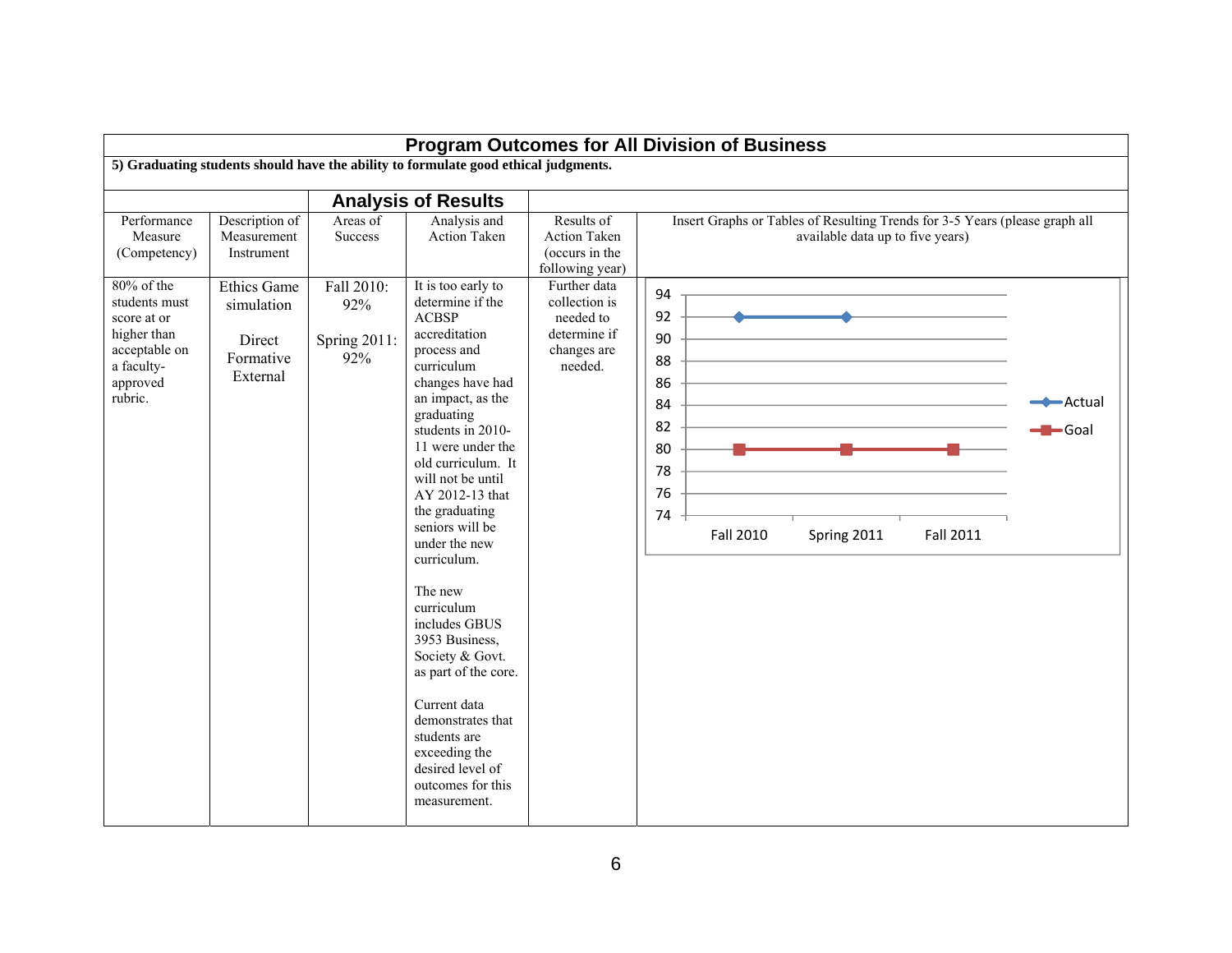# Program Outcomes for All Division of Business

**5) Graduating students should have the ability to formulate good ethical judgments.**

| Performance Measure (Competency) | Description of Measurement Instrument | Analysis of Results: Areas of Success | Analysis of Results: Analysis and Action Taken | Results of Action Taken (occurs in the following year) | Insert Graphs or Tables of Resulting Trends for 3-5 Years (please graph all available data up to five years) |
|---|---|---|---|---|---|
| 80% of the students must score at or higher than acceptable on a faculty-approved rubric. | Ethics Game simulation<br><br>Direct Formative External | Fall 2010: 92%<br><br>Spring 2011: 92% | It is too early to determine if the ACBSP accreditation process and curriculum changes have had an impact, as the graduating students in 2010-11 were under the old curriculum. It will not be until AY 2012-13 that the graduating seniors will be under the new curriculum.<br><br>The new curriculum includes GBUS 3953 Business, Society & Govt. as part of the core.<br><br>Current data demonstrates that students are exceeding the desired level of outcomes for this measurement. | Further data collection is needed to determine if changes are needed. | Chart data:<br>Actual: Fall 2010 = 92; Spring 2011 = 92<br>Goal: Fall 2010 = 80; Spring 2011 = 80; Fall 2011 = 80 |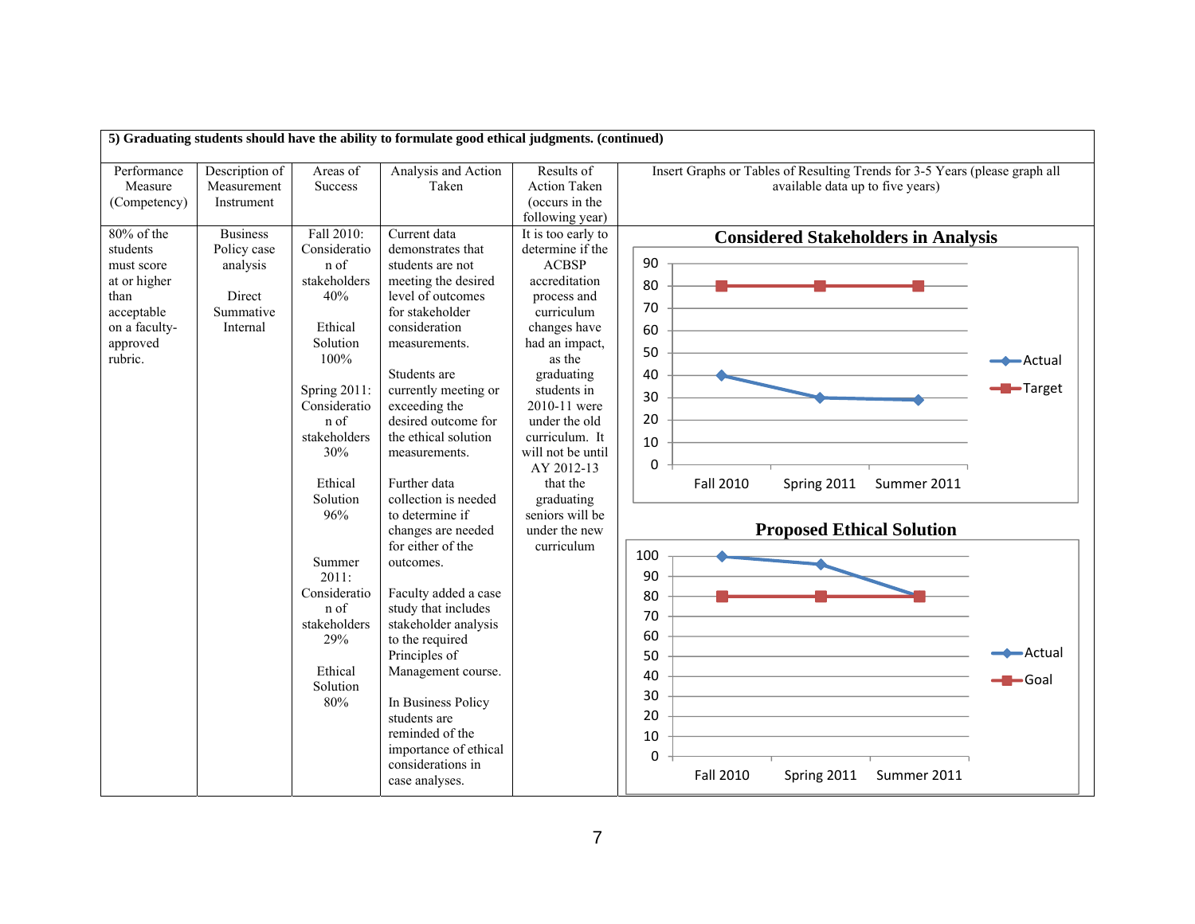**5) Graduating students should have the ability to formulate good ethical judgments. (continued)**

| Performance Measure (Competency) | Description of Measurement Instrument | Areas of Success | Analysis and Action Taken | Results of Action Taken (occurs in the following year) | Insert Graphs or Tables of Resulting Trends for 3-5 Years (please graph all available data up to five years) |
|---|---|---|---|---|---|
| 80% of the students must score at or higher than acceptable on a faculty-approved rubric. | Business Policy case analysis<br><br>Direct Summative Internal | Fall 2010: Consideration of stakeholders 40%<br><br>Ethical Solution 100%<br><br>Spring 2011: Consideration of stakeholders 30%<br><br>Ethical Solution 96%<br><br>Summer 2011: Consideration of stakeholders 29%<br><br>Ethical Solution 80% | Current data demonstrates that students are not meeting the desired level of outcomes for stakeholder consideration measurements.<br><br>Students are currently meeting or exceeding the desired outcome for the ethical solution measurements.<br><br>Further data collection is needed to determine if changes are needed for either of the outcomes.<br><br>Faculty added a case study that includes stakeholder analysis to the required Principles of Management course.<br><br>In Business Policy students are reminded of the importance of ethical considerations in case analyses. | It is too early to determine if the ACBSP accreditation process and curriculum changes have had an impact, as the graduating students in 2010-11 were under the old curriculum. It will not be until AY 2012-13 that the graduating seniors will be under the new curriculum | **Considered Stakeholders in Analysis**<br>Fall 2010: Actual 40, Target 80<br>Spring 2011: Actual 30, Target 80<br>Summer 2011: Actual 29, Target 80<br><br>**Proposed Ethical Solution**<br>Fall 2010: Actual 100, Goal 80<br>Spring 2011: Actual 96, Goal 80<br>Summer 2011: Actual 80, Goal 80 |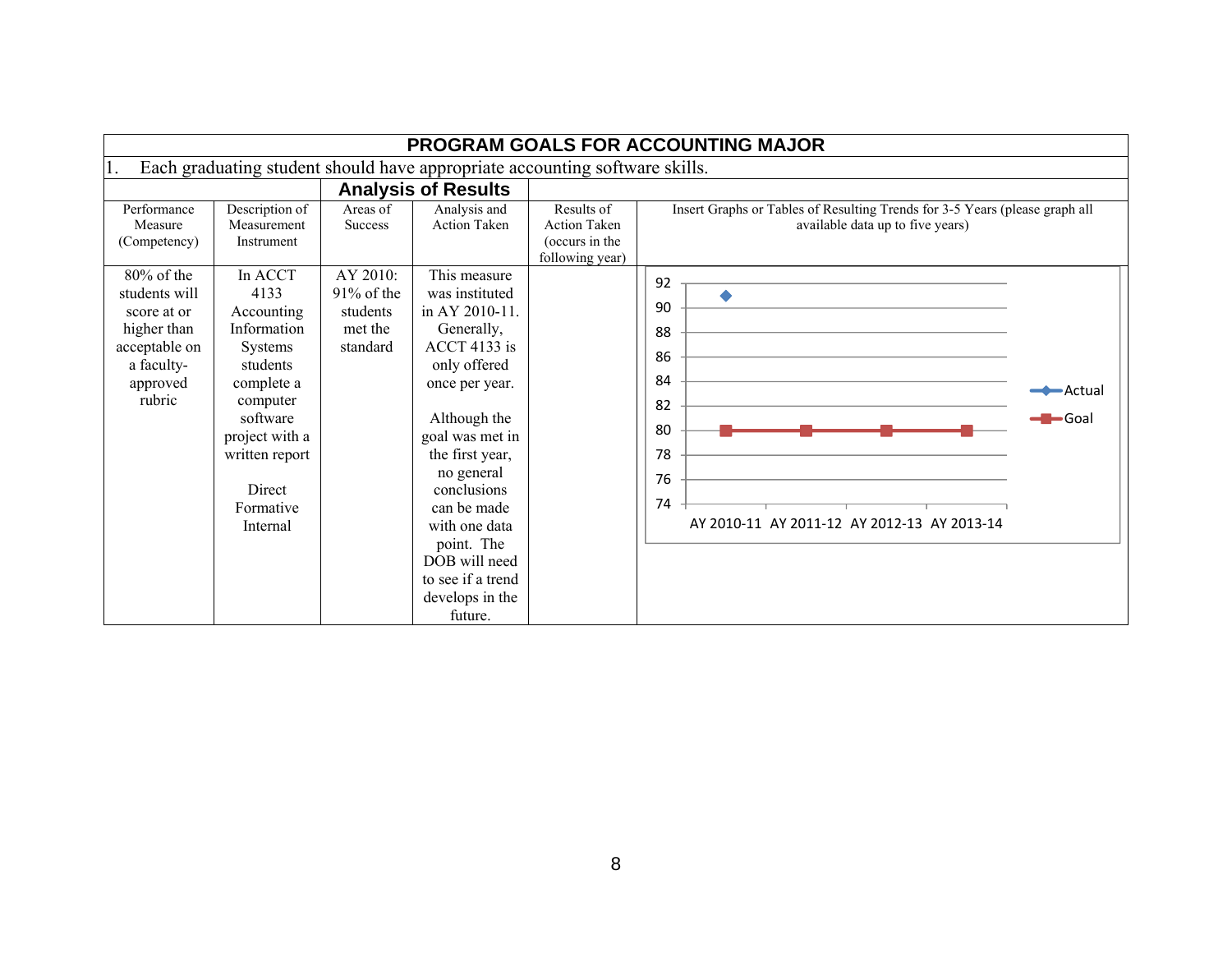## PROGRAM GOALS FOR ACCOUNTING MAJOR

1. Each graduating student should have appropriate accounting software skills.

| Performance Measure (Competency) | Description of Measurement Instrument | Areas of Success | Analysis and Action Taken | Results of Action Taken (occurs in the following year) | Insert Graphs or Tables of Resulting Trends for 3-5 Years (please graph all available data up to five years) |
|---|---|---|---|---|---|
| 80% of the students will score at or higher than acceptable on a faculty-approved rubric | In ACCT 4133 Accounting Information Systems students complete a computer software project with a written report<br><br>Direct<br>Formative<br>Internal | AY 2010: 91% of the students met the standard | This measure was instituted in AY 2010-11. Generally, ACCT 4133 is only offered once per year.<br><br>Although the goal was met in the first year, no general conclusions can be made with one data point. The DOB will need to see if a trend develops in the future. | | Chart: Actual vs. Goal. Actual: AY 2010-11: 91. Goal: AY 2010-11: 80; AY 2011-12: 80; AY 2012-13: 80; AY 2013-14: 80. |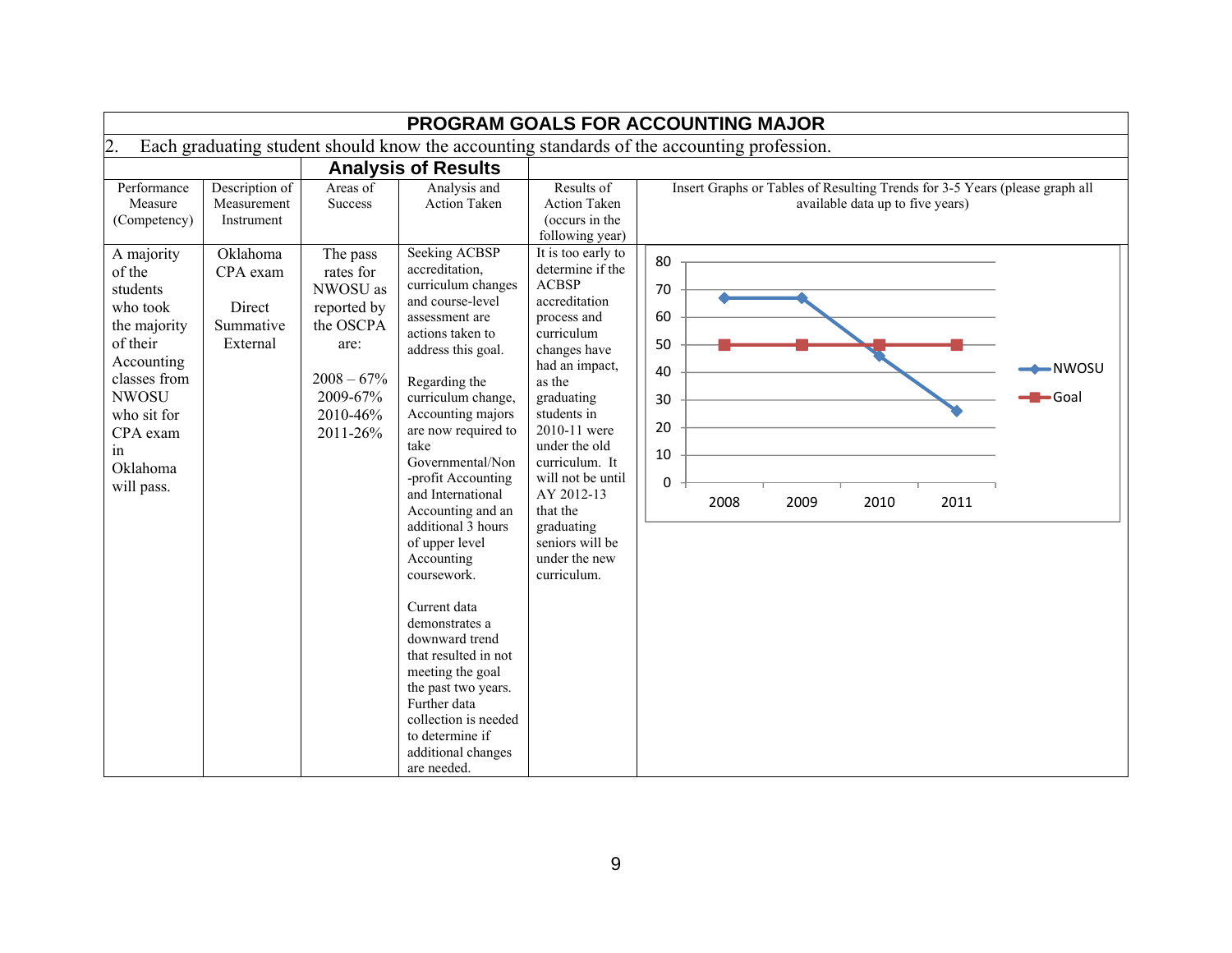# PROGRAM GOALS FOR ACCOUNTING MAJOR

2. Each graduating student should know the accounting standards of the accounting profession.

## Analysis of Results

| Performance Measure (Competency) | Description of Measurement Instrument | Areas of Success | Analysis and Action Taken | Results of Action Taken (occurs in the following year) | Insert Graphs or Tables of Resulting Trends for 3-5 Years (please graph all available data up to five years) |
|---|---|---|---|---|---|
| A majority of the students who took the majority of their Accounting classes from NWOSU who sit for CPA exam in Oklahoma will pass. | Oklahoma CPA exam<br><br>Direct Summative External | The pass rates for NWOSU as reported by the OSCPA are:<br><br>2008 – 67%<br>2009-67%<br>2010-46%<br>2011-26% | Seeking ACBSP accreditation, curriculum changes and course-level assessment are actions taken to address this goal.<br><br>Regarding the curriculum change, Accounting majors are now required to take Governmental/Non-profit Accounting and International Accounting and an additional 3 hours of upper level Accounting coursework.<br><br>Current data demonstrates a downward trend that resulted in not meeting the goal the past two years. Further data collection is needed to determine if additional changes are needed. | It is too early to determine if the ACBSP accreditation process and curriculum changes have had an impact, as the graduating students in 2010-11 were under the old curriculum. It will not be until AY 2012-13 that the graduating seniors will be under the new curriculum. | Chart data:<br><br>Year: 2008, 2009, 2010, 2011<br>NWOSU: 67, 67, 46, 26<br>Goal: 50, 50, 50, 50 |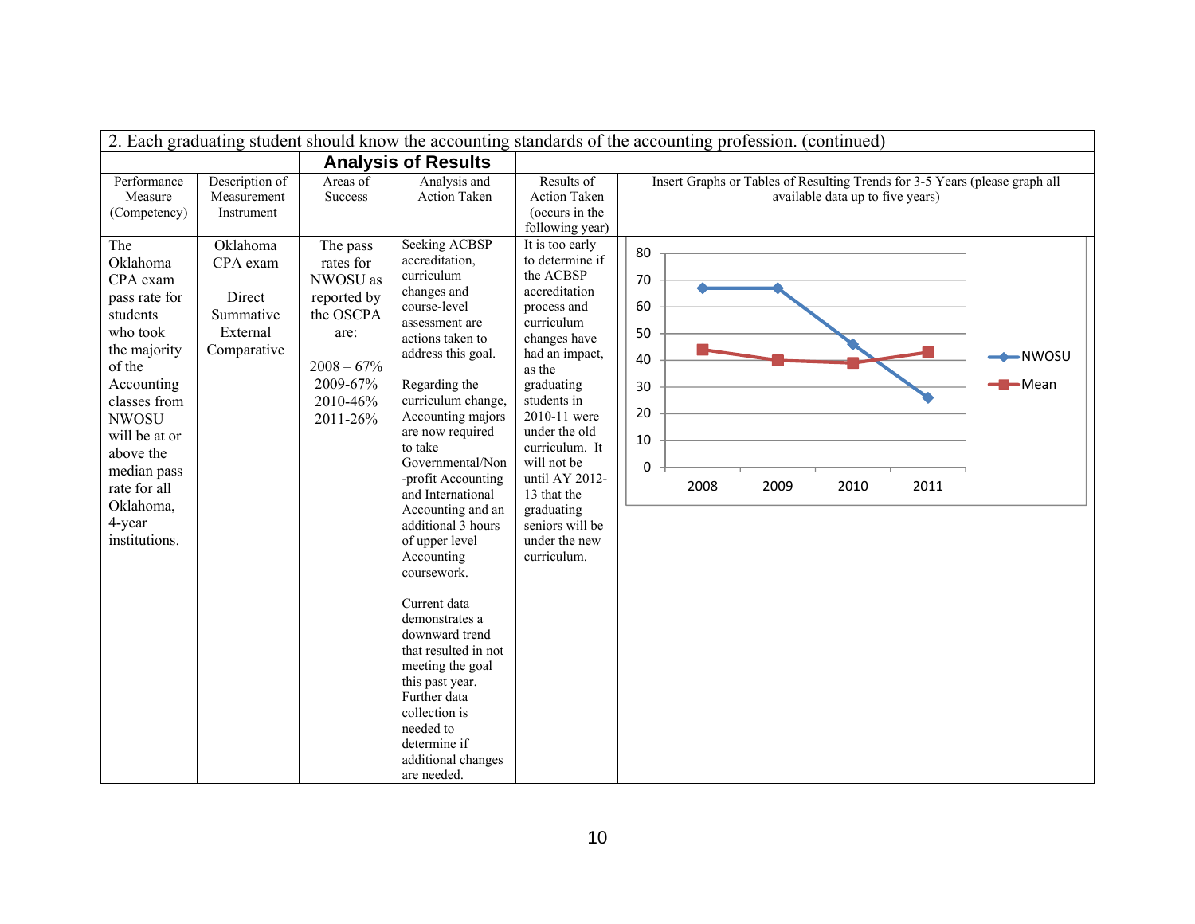| 2. Each graduating student should know the accounting standards of the accounting profession. (continued) | | | | | |
|---|---|---|---|---|---|
| | | **Analysis of Results** | | | |
| Performance Measure (Competency) | Description of Measurement Instrument | Areas of Success | Analysis and Action Taken | Results of Action Taken (occurs in the following year) | Insert Graphs or Tables of Resulting Trends for 3-5 Years (please graph all available data up to five years) |
| The Oklahoma CPA exam pass rate for students who took the majority of the Accounting classes from NWOSU will be at or above the median pass rate for all Oklahoma, 4-year institutions. | Oklahoma CPA exam<br><br>Direct Summative External Comparative | The pass rates for NWOSU as reported by the OSCPA are:<br><br>2008 – 67%<br>2009-67%<br>2010-46%<br>2011-26% | Seeking ACBSP accreditation, curriculum changes and course-level assessment are actions taken to address this goal.<br><br>Regarding the curriculum change, Accounting majors are now required to take Governmental/Non-profit Accounting and International Accounting and an additional 3 hours of upper level Accounting coursework.<br><br>Current data demonstrates a downward trend that resulted in not meeting the goal this past year. Further data collection is needed to determine if additional changes are needed. | It is too early to determine if the ACBSP accreditation process and curriculum changes have had an impact, as the graduating students in 2010-11 were under the old curriculum. It will not be until AY 2012-13 that the graduating seniors will be under the new curriculum. | Line chart (y-axis 0–80; x-axis 2008–2011). Series: NWOSU – 2008: 67, 2009: 67, 2010: 46, 2011: 26; Mean – 2008: 44, 2009: 40, 2010: 39, 2011: 43 |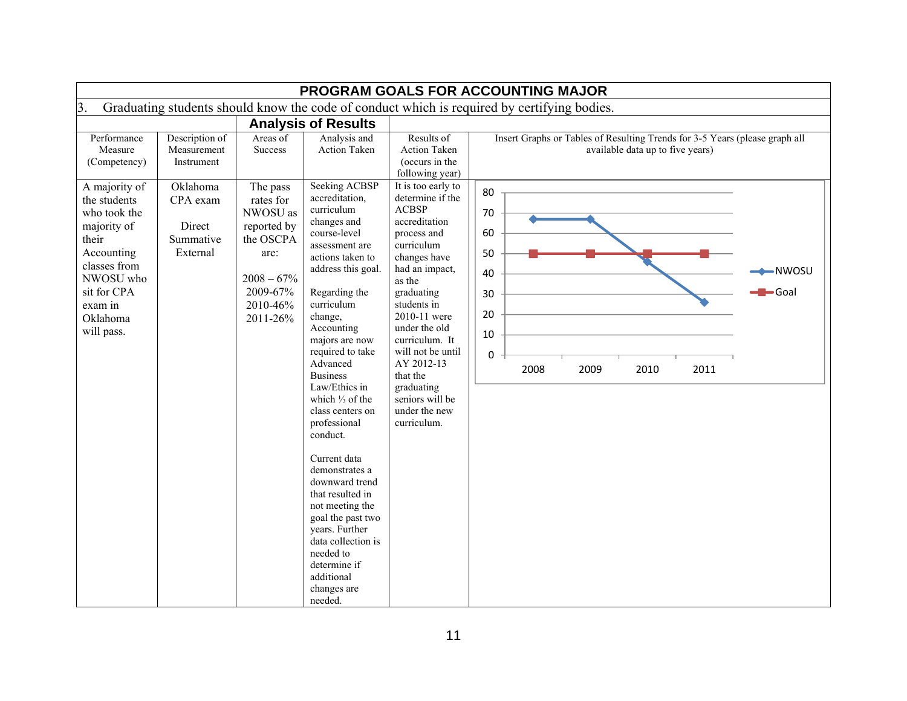# PROGRAM GOALS FOR ACCOUNTING MAJOR

3. Graduating students should know the code of conduct which is required by certifying bodies.

## Analysis of Results

| Performance Measure (Competency) | Description of Measurement Instrument | Areas of Success | Analysis and Action Taken | Results of Action Taken (occurs in the following year) | Insert Graphs or Tables of Resulting Trends for 3-5 Years (please graph all available data up to five years) |
|---|---|---|---|---|---|
| A majority of the students who took the majority of their Accounting classes from NWOSU who sit for CPA exam in Oklahoma will pass. | Oklahoma CPA exam<br><br>Direct Summative External | The pass rates for NWOSU as reported by the OSCPA are:<br><br>2008 – 67%<br>2009-67%<br>2010-46%<br>2011-26% | Seeking ACBSP accreditation, curriculum changes and course-level assessment are actions taken to address this goal.<br><br>Regarding the curriculum change, Accounting majors are now required to take Advanced Business Law/Ethics in which ⅓ of the class centers on professional conduct.<br><br>Current data demonstrates a downward trend that resulted in not meeting the goal the past two years. Further data collection is needed to determine if additional changes are needed. | It is too early to determine if the ACBSP accreditation process and curriculum changes have had an impact, as the graduating students in 2010-11 were under the old curriculum. It will not be until AY 2012-13 that the graduating seniors will be under the new curriculum. | Line chart (NWOSU vs. Goal):<br><br>Year: 2008, 2009, 2010, 2011<br>NWOSU: 67, 67, 46, 26<br>Goal: 50, 50, 50, 50 |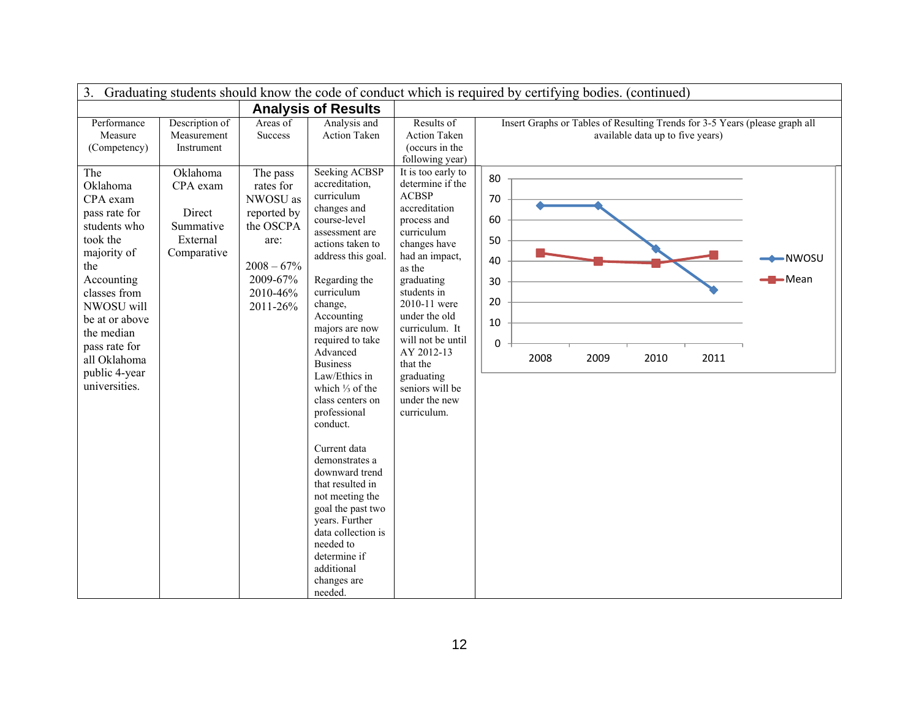| 3. Graduating students should know the code of conduct which is required by certifying bodies. (continued) | | | | | |
|---|---|---|---|---|---|
| **Analysis of Results** | | | | | |
| Performance Measure (Competency) | Description of Measurement Instrument | Areas of Success | Analysis and Action Taken | Results of Action Taken (occurs in the following year) | Insert Graphs or Tables of Resulting Trends for 3-5 Years (please graph all available data up to five years) |
| The Oklahoma CPA exam pass rate for students who took the majority of the Accounting classes from NWOSU will be at or above the median pass rate for all Oklahoma public 4-year universities. | Oklahoma CPA exam<br><br>Direct Summative External Comparative | The pass rates for NWOSU as reported by the OSCPA are:<br><br>2008 – 67%<br>2009-67%<br>2010-46%<br>2011-26% | Seeking ACBSP accreditation, curriculum changes and course-level assessment are actions taken to address this goal.<br><br>Regarding the curriculum change, Accounting majors are now required to take Advanced Business Law/Ethics in which ⅓ of the class centers on professional conduct.<br><br>Current data demonstrates a downward trend that resulted in not meeting the goal the past two years. Further data collection is needed to determine if additional changes are needed. | It is too early to determine if the ACBSP accreditation process and curriculum changes have had an impact, as the graduating students in 2010-11 were under the old curriculum. It will not be until AY 2012-13 that the graduating seniors will be under the new curriculum. | Graph (NWOSU vs. Mean):<br>2008: NWOSU 67, Mean 44<br>2009: NWOSU 67, Mean 40<br>2010: NWOSU 46, Mean 39<br>2011: NWOSU 26, Mean 43 |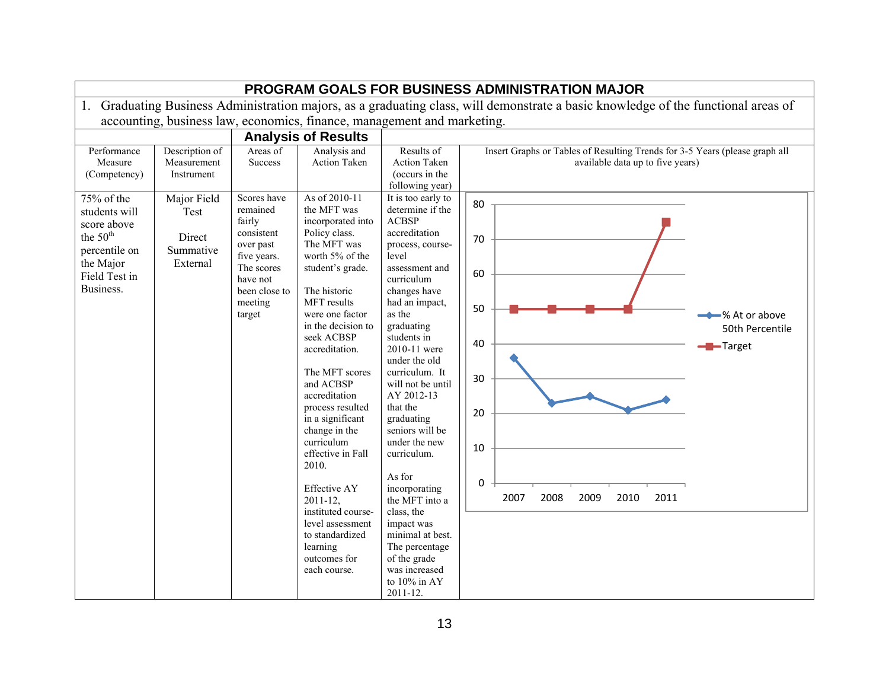# PROGRAM GOALS FOR BUSINESS ADMINISTRATION MAJOR

1. Graduating Business Administration majors, as a graduating class, will demonstrate a basic knowledge of the functional areas of accounting, business law, economics, finance, management and marketing.

## Analysis of Results

| Performance Measure (Competency) | Description of Measurement Instrument | Areas of Success | Analysis and Action Taken | Results of Action Taken (occurs in the following year) | Insert Graphs or Tables of Resulting Trends for 3-5 Years (please graph all available data up to five years) |
|---|---|---|---|---|---|
| 75% of the students will score above the 50th percentile on the Major Field Test in Business. | Major Field Test<br><br>Direct Summative External | Scores have remained fairly consistent over past five years. The scores have not been close to meeting target | As of 2010-11 the MFT was incorporated into Policy class. The MFT was worth 5% of the student's grade.<br><br>The historic MFT results were one factor in the decision to seek ACBSP accreditation.<br><br>The MFT scores and ACBSP accreditation process resulted in a significant change in the curriculum effective in Fall 2010.<br><br>Effective AY 2011-12, instituted course-level assessment to standardized learning outcomes for each course. | It is too early to determine if the ACBSP accreditation process, course-level assessment and curriculum changes have had an impact, as the graduating students in 2010-11 were under the old curriculum. It will not be until AY 2012-13 that the graduating seniors will be under the new curriculum.<br><br>As for incorporating the MFT into a class, the impact was minimal at best. The percentage of the grade was increased to 10% in AY 2011-12. | Chart data:<br><br>Year: 2007, 2008, 2009, 2010, 2011<br>% At or above 50th Percentile: 36, 23, 25, 21, 24<br>Target: 50, 50, 50, 50, 75 |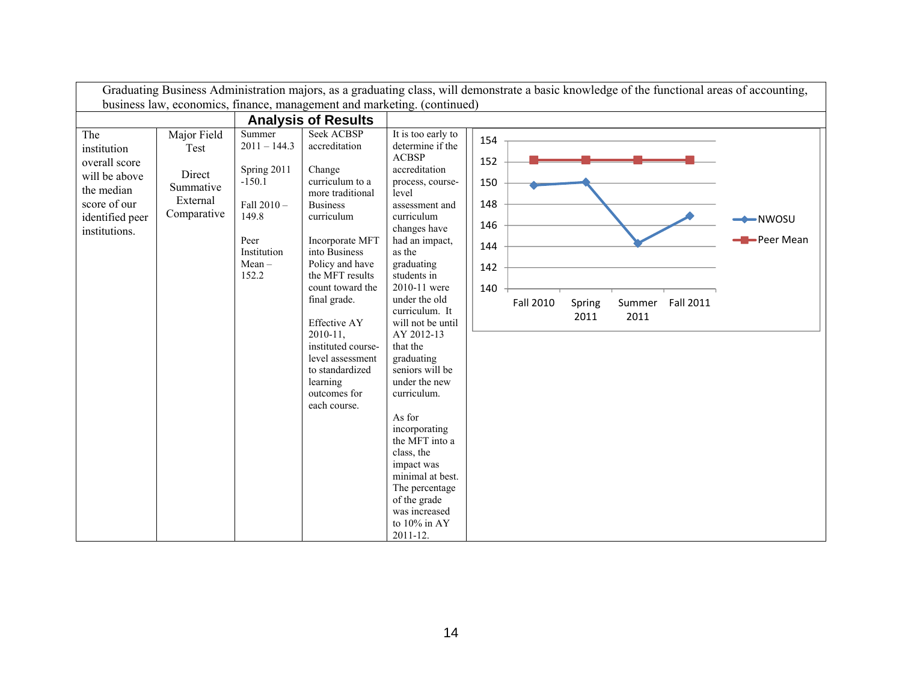| Graduating Business Administration majors, as a graduating class, will demonstrate a basic knowledge of the functional areas of accounting, business law, economics, finance, management and marketing. (continued) | | | | | |
|---|---|---|---|---|---|
| | | **Analysis of Results** | | | |
| The institution overall score will be above the median score of our identified peer institutions. | Major Field Test<br><br>Direct Summative External Comparative | Summer 2011 – 144.3<br><br>Spring 2011 -150.1<br><br>Fall 2010 – 149.8<br><br>Peer Institution Mean – 152.2 | Seek ACBSP accreditation<br><br>Change curriculum to a more traditional Business curriculum<br><br>Incorporate MFT into Business Policy and have the MFT results count toward the final grade.<br><br>Effective AY 2010-11, instituted course-level assessment to standardized learning outcomes for each course. | It is too early to determine if the ACBSP accreditation process, course-level assessment and curriculum changes have had an impact, as the graduating students in 2010-11 were under the old curriculum. It will not be until AY 2012-13 that the graduating seniors will be under the new curriculum.<br><br>As for incorporating the MFT into a class, the impact was minimal at best. The percentage of the grade was increased to 10% in AY 2011-12. | |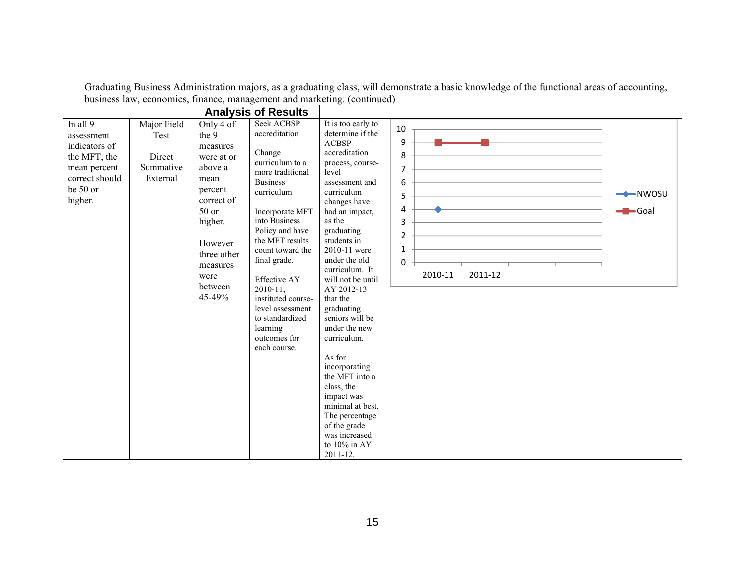Graduating Business Administration majors, as a graduating class, will demonstrate a basic knowledge of the functional areas of accounting, business law, economics, finance, management and marketing. (continued)

**Analysis of Results**

| | | | | | |
|---|---|---|---|---|---|
| In all 9 assessment indicators of the MFT, the mean percent correct should be 50 or higher. | Major Field Test<br><br>Direct Summative External | Only 4 of the 9 measures were at or above a mean percent correct of 50 or higher.<br><br>However three other measures were between 45-49% | Seek ACBSP accreditation<br><br>Change curriculum to a more traditional Business curriculum<br><br>Incorporate MFT into Business Policy and have the MFT results count toward the final grade.<br><br>Effective AY 2010-11, instituted course-level assessment to standardized learning outcomes for each course. | It is too early to determine if the ACBSP accreditation process, course-level assessment and curriculum changes have had an impact, as the graduating students in 2010-11 were under the old curriculum. It will not be until AY 2012-13 that the graduating seniors will be under the new curriculum.<br><br>As for incorporating the MFT into a class, the impact was minimal at best. The percentage of the grade was increased to 10% in AY 2011-12. | |

| | NWOSU | Goal |
|---|---|---|
| 2010-11 | 4 | 9 |
| 2011-12 | | 9 |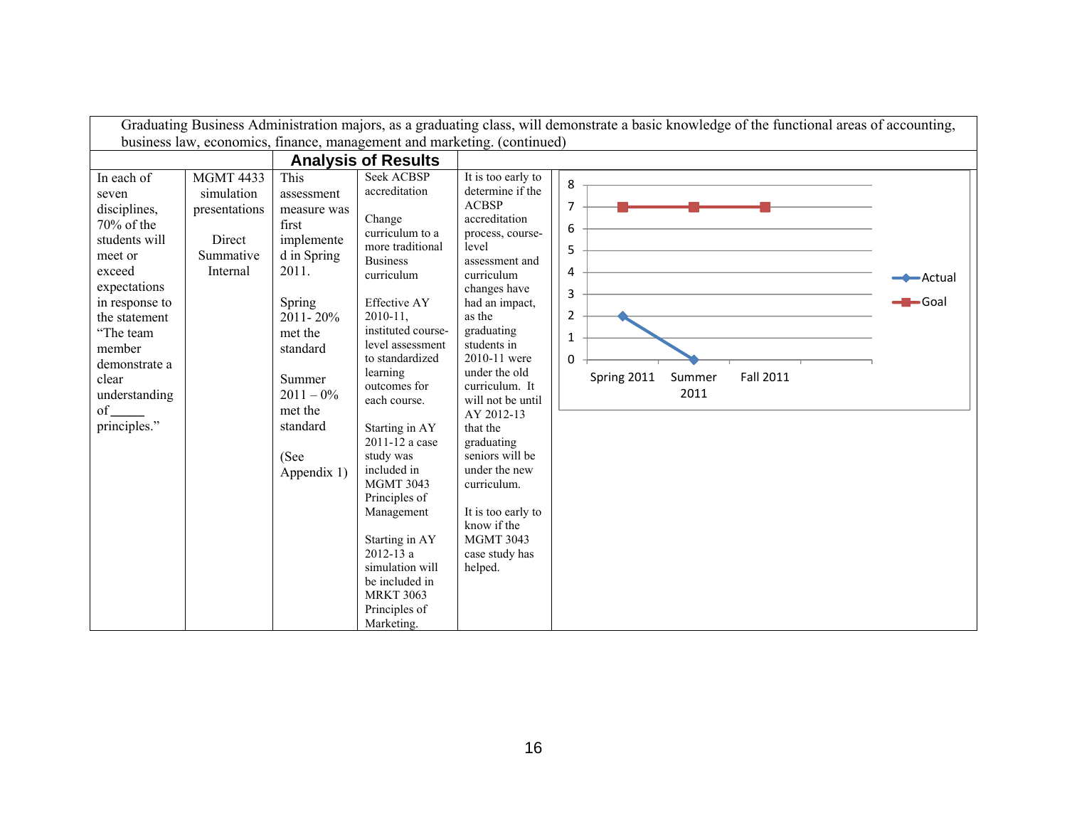Graduating Business Administration majors, as a graduating class, will demonstrate a basic knowledge of the functional areas of accounting, business law, economics, finance, management and marketing. (continued)

| | | **Analysis of Results** | | | |
|---|---|---|---|---|---|
| In each of seven disciplines, 70% of the students will meet or exceed expectations in response to the statement "The team member demonstrate a clear understanding of _____ principles." | MGMT 4433 simulation presentations<br><br>Direct Summative Internal | This assessment measure was first implemented in Spring 2011.<br><br>Spring 2011- 20% met the standard<br><br>Summer 2011 – 0% met the standard<br><br>(See Appendix 1) | Seek ACBSP accreditation<br><br>Change curriculum to a more traditional Business curriculum<br><br>Effective AY 2010-11, instituted course-level assessment to standardized learning outcomes for each course.<br><br>Starting in AY 2011-12 a case study was included in MGMT 3043 Principles of Management<br><br>Starting in AY 2012-13 a simulation will be included in MRKT 3063 Principles of Marketing. | It is too early to determine if the ACBSP accreditation process, course-level assessment and curriculum changes have had an impact, as the graduating students in 2010-11 were under the old curriculum. It will not be until AY 2012-13 that the graduating seniors will be under the new curriculum.<br><br>It is too early to know if the MGMT 3043 case study has helped. | Chart: Actual vs Goal<br><br>Actual: Spring 2011 = 2, Summer 2011 = 0<br>Goal: Spring 2011 = 7, Summer 2011 = 7, Fall 2011 = 7 |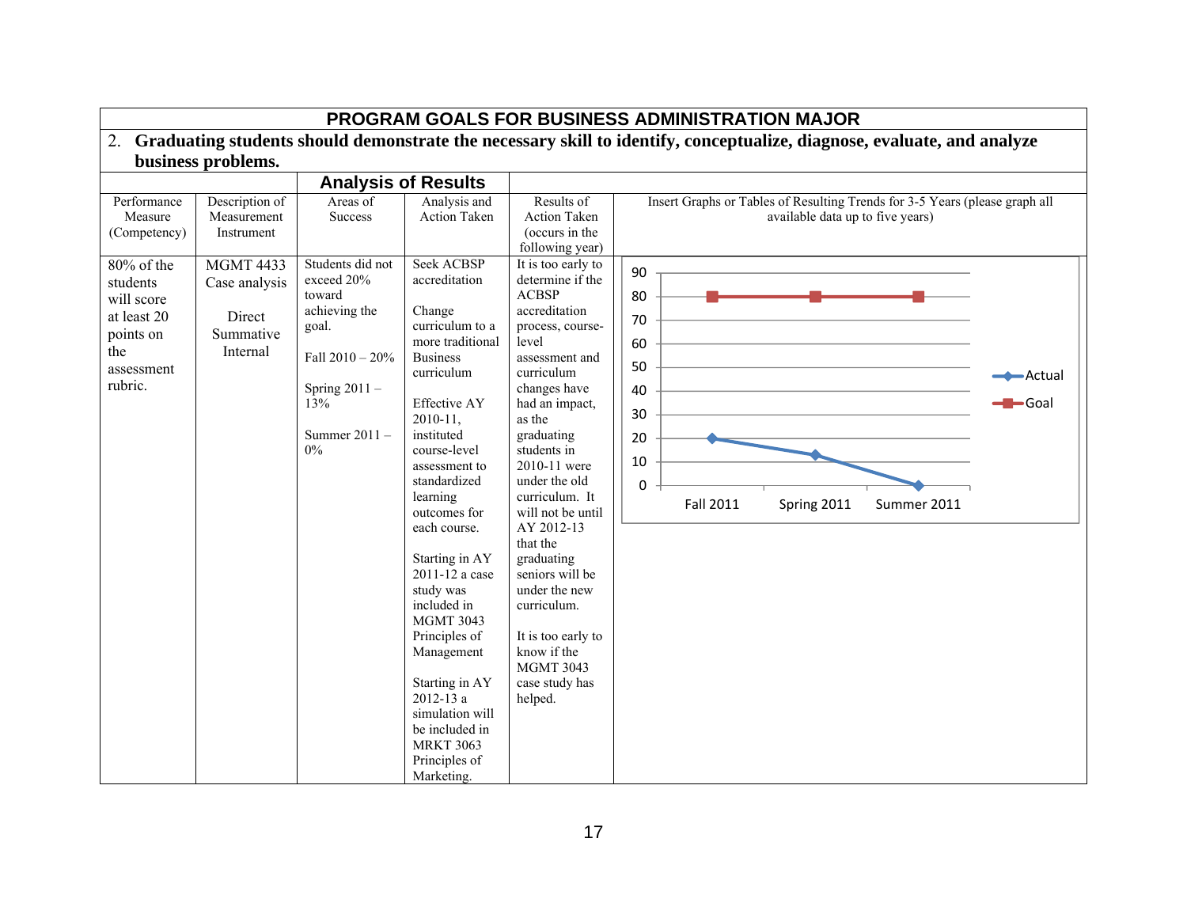## PROGRAM GOALS FOR BUSINESS ADMINISTRATION MAJOR

2. **Graduating students should demonstrate the necessary skill to identify, conceptualize, diagnose, evaluate, and analyze business problems.**

| | | Analysis of Results | | | |
|---|---|---|---|---|---|
| Performance Measure (Competency) | Description of Measurement Instrument | Areas of Success | Analysis and Action Taken | Results of Action Taken (occurs in the following year) | Insert Graphs or Tables of Resulting Trends for 3-5 Years (please graph all available data up to five years) |
| 80% of the students will score at least 20 points on the assessment rubric. | MGMT 4433 Case analysis<br><br>Direct Summative Internal | Students did not exceed 20% toward achieving the goal.<br><br>Fall 2010 – 20%<br><br>Spring 2011 – 13%<br><br>Summer 2011 – 0% | Seek ACBSP accreditation<br><br>Change curriculum to a more traditional Business curriculum<br><br>Effective AY 2010-11, instituted course-level assessment to standardized learning outcomes for each course.<br><br>Starting in AY 2011-12 a case study was included in MGMT 3043 Principles of Management<br><br>Starting in AY 2012-13 a simulation will be included in MRKT 3063 Principles of Marketing. | It is too early to determine if the ACBSP accreditation process, course-level assessment and curriculum changes have had an impact, as the graduating students in 2010-11 were under the old curriculum. It will not be until AY 2012-13 that the graduating seniors will be under the new curriculum.<br><br>It is too early to know if the MGMT 3043 case study has helped. | Chart data:<br><br>Actual: Fall 2011 – 20; Spring 2011 – 13; Summer 2011 – 0<br><br>Goal: Fall 2011 – 80; Spring 2011 – 80; Summer 2011 – 80 |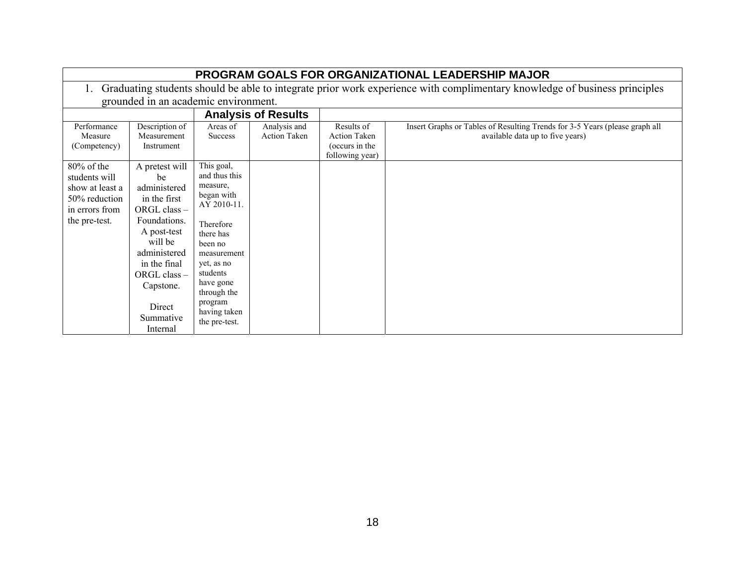# PROGRAM GOALS FOR ORGANIZATIONAL LEADERSHIP MAJOR

1. Graduating students should be able to integrate prior work experience with complimentary knowledge of business principles grounded in an academic environment.

| | | Analysis of Results | | | |
|---|---|---|---|---|---|
| Performance Measure (Competency) | Description of Measurement Instrument | Areas of Success | Analysis and Action Taken | Results of Action Taken (occurs in the following year) | Insert Graphs or Tables of Resulting Trends for 3-5 Years (please graph all available data up to five years) |
| 80% of the students will show at least a 50% reduction in errors from the pre-test. | A pretest will be administered in the first ORGL class – Foundations. A post-test will be administered in the final ORGL class – Capstone.<br><br>Direct Summative Internal | This goal, and thus this measure, began with AY 2010-11.<br><br>Therefore there has been no measurement yet, as no students have gone through the program having taken the pre-test. | | | |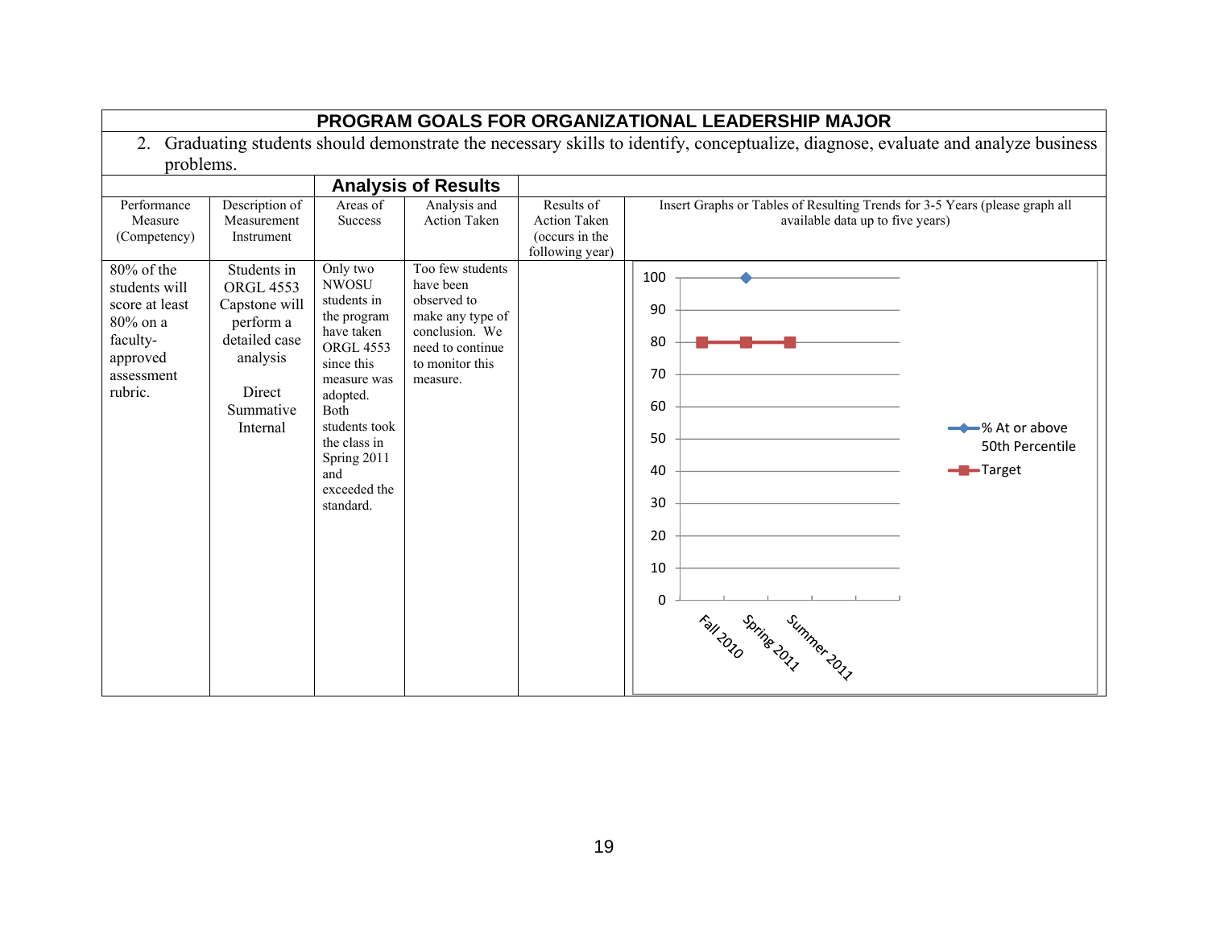# PROGRAM GOALS FOR ORGANIZATIONAL LEADERSHIP MAJOR

2. Graduating students should demonstrate the necessary skills to identify, conceptualize, diagnose, evaluate and analyze business problems.

| | | **Analysis of Results** | | | |
|---|---|---|---|---|---|
| Performance Measure (Competency) | Description of Measurement Instrument | Areas of Success | Analysis and Action Taken | Results of Action Taken (occurs in the following year) | Insert Graphs or Tables of Resulting Trends for 3-5 Years (please graph all available data up to five years) |
| 80% of the students will score at least 80% on a faculty-approved assessment rubric. | Students in ORGL 4553 Capstone will perform a detailed case analysis<br><br>Direct<br>Summative<br>Internal | Only two NWOSU students in the program have taken ORGL 4553 since this measure was adopted. Both students took the class in Spring 2011 and exceeded the standard. | Too few students have been observed to make any type of conclusion. We need to continue to monitor this measure. | | |

| | Fall 2010 | Spring 2011 | Summer 2011 |
|---|---|---|---|
| % At or above 50th Percentile | | 100 | |
| Target | 80 | 80 | 80 |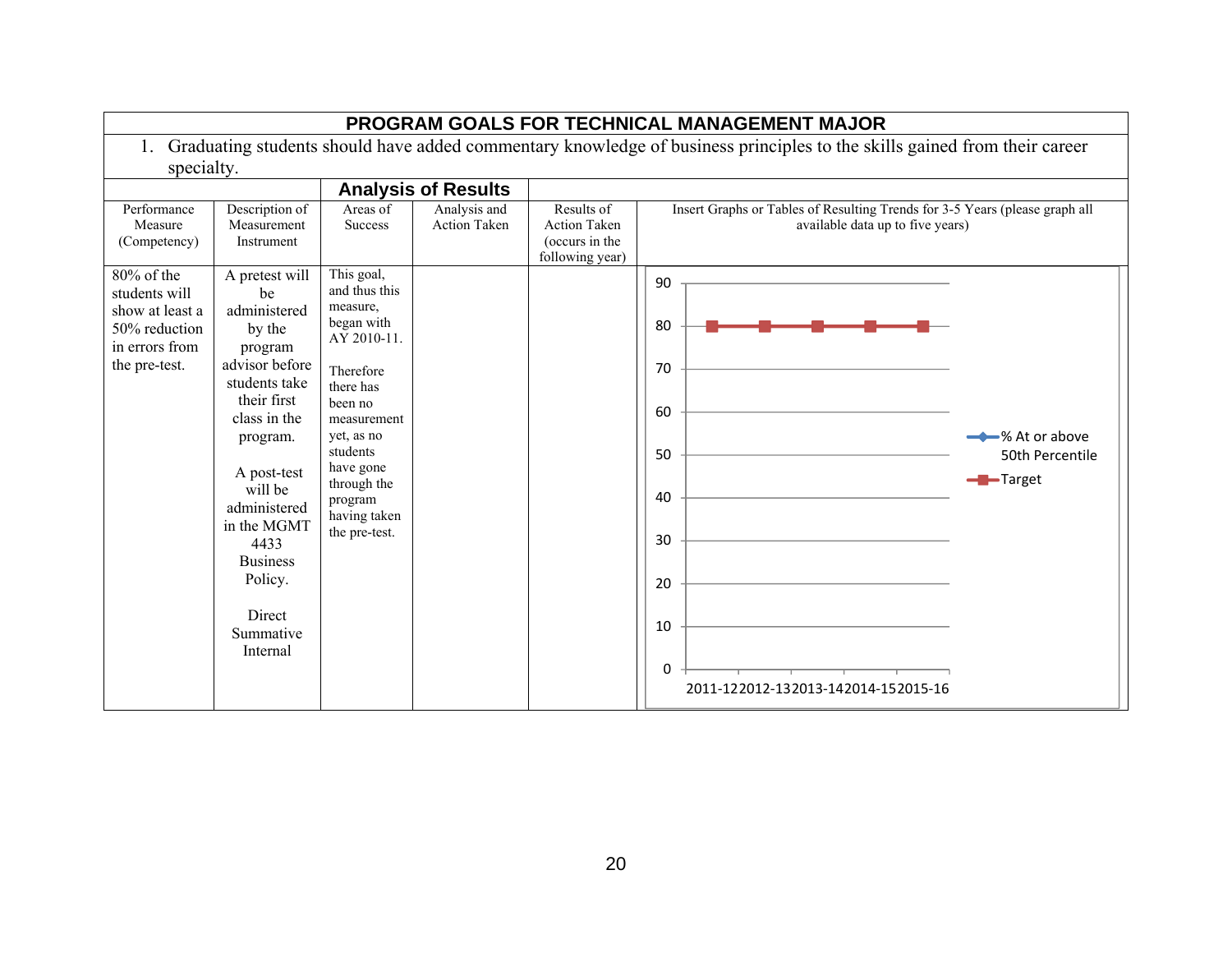**PROGRAM GOALS FOR TECHNICAL MANAGEMENT MAJOR**

1. Graduating students should have added commentary knowledge of business principles to the skills gained from their career specialty.

| | | **Analysis of Results** | | | |
|---|---|---|---|---|---|
| Performance Measure (Competency) | Description of Measurement Instrument | Areas of Success | Analysis and Action Taken | Results of Action Taken (occurs in the following year) | Insert Graphs or Tables of Resulting Trends for 3-5 Years (please graph all available data up to five years) |
| 80% of the students will show at least a 50% reduction in errors from the pre-test. | A pretest will be administered by the program advisor before students take their first class in the program.<br><br>A post-test will be administered in the MGMT 4433 Business Policy.<br><br>Direct Summative Internal | This goal, and thus this measure, began with AY 2010-11.<br><br>Therefore there has been no measurement yet, as no students have gone through the program having taken the pre-test. | | | Chart: % At or above 50th Percentile (no data); Target: 80 for 2011-12, 2012-13, 2013-14, 2014-15, 2015-16 |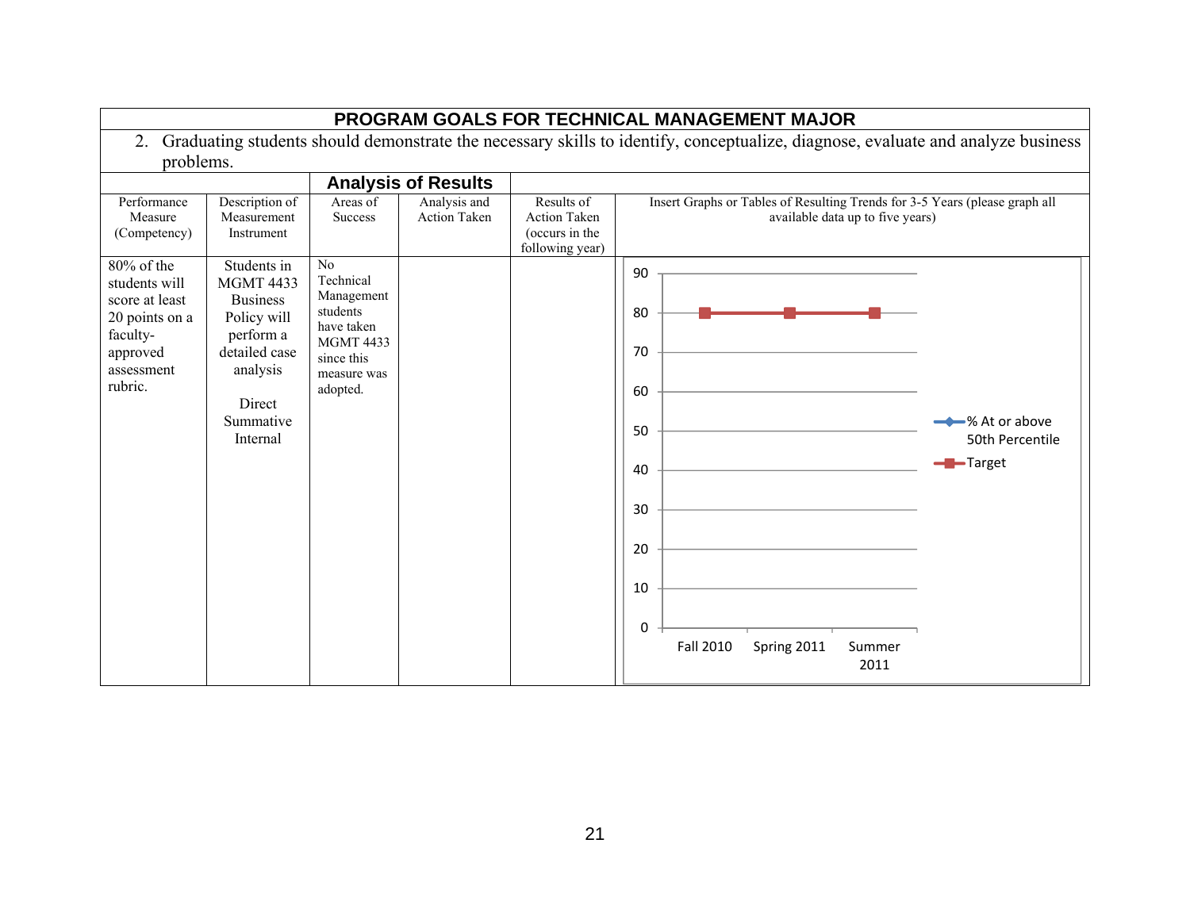| PROGRAM GOALS FOR TECHNICAL MANAGEMENT MAJOR | | | | | |
|---|---|---|---|---|---|
| 2. Graduating students should demonstrate the necessary skills to identify, conceptualize, diagnose, evaluate and analyze business problems. | | | | | |
| | | **Analysis of Results** | | | |
| Performance Measure (Competency) | Description of Measurement Instrument | Areas of Success | Analysis and Action Taken | Results of Action Taken (occurs in the following year) | Insert Graphs or Tables of Resulting Trends for 3-5 Years (please graph all available data up to five years) |
| 80% of the students will score at least 20 points on a faculty-approved assessment rubric. | Students in MGMT 4433 Business Policy will perform a detailed case analysis<br><br>Direct<br>Summative<br>Internal | No Technical Management students have taken MGMT 4433 since this measure was adopted. | | | Chart: Y-axis 0–90; X-axis: Fall 2010, Spring 2011, Summer 2011; Legend: % At or above 50th Percentile, Target. Target = 80 for Fall 2010, Spring 2011, Summer 2011; no data for % At or above 50th Percentile. |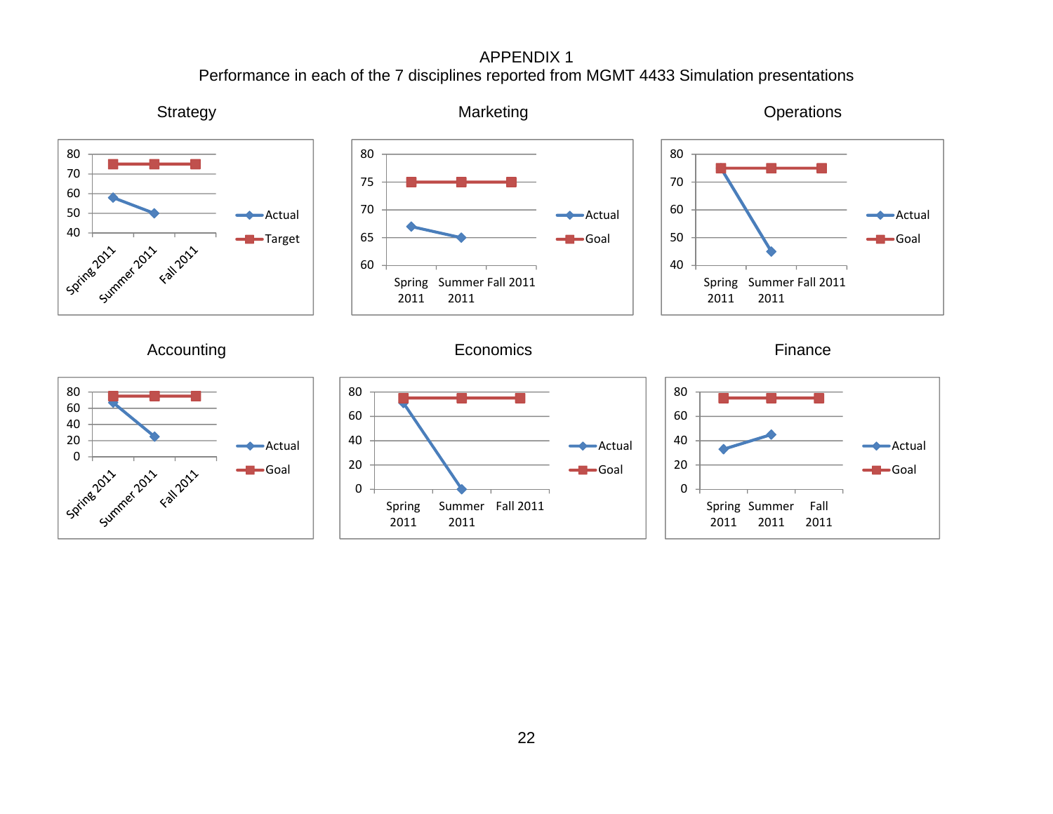# APPENDIX 1

## Performance in each of the 7 disciplines reported from MGMT 4433 Simulation presentations

### Strategy

| | Spring 2011 | Summer 2011 | Fall 2011 |
|---|---|---|---|
| Actual | 58 | 50 | |
| Target | 75 | 75 | 75 |

### Marketing

| | Spring 2011 | Summer 2011 | Fall 2011 |
|---|---|---|---|
| Actual | 67 | 65 | |
| Goal | 75 | 75 | 75 |

### Operations

| | Spring 2011 | Summer 2011 | Fall 2011 |
|---|---|---|---|
| Actual | 75 | 45 | |
| Goal | 75 | 75 | 75 |

### Accounting

| | Spring 2011 | Summer 2011 | Fall 2011 |
|---|---|---|---|
| Actual | 67 | 25 | |
| Goal | 75 | 75 | 75 |

### Economics

| | Spring 2011 | Summer 2011 | Fall 2011 |
|---|---|---|---|
| Actual | 71 | 0 | |
| Goal | 75 | 75 | 75 |

### Finance

| | Spring 2011 | Summer 2011 | Fall 2011 |
|---|---|---|---|
| Actual | 33 | 45 | |
| Goal | 75 | 75 | 75 |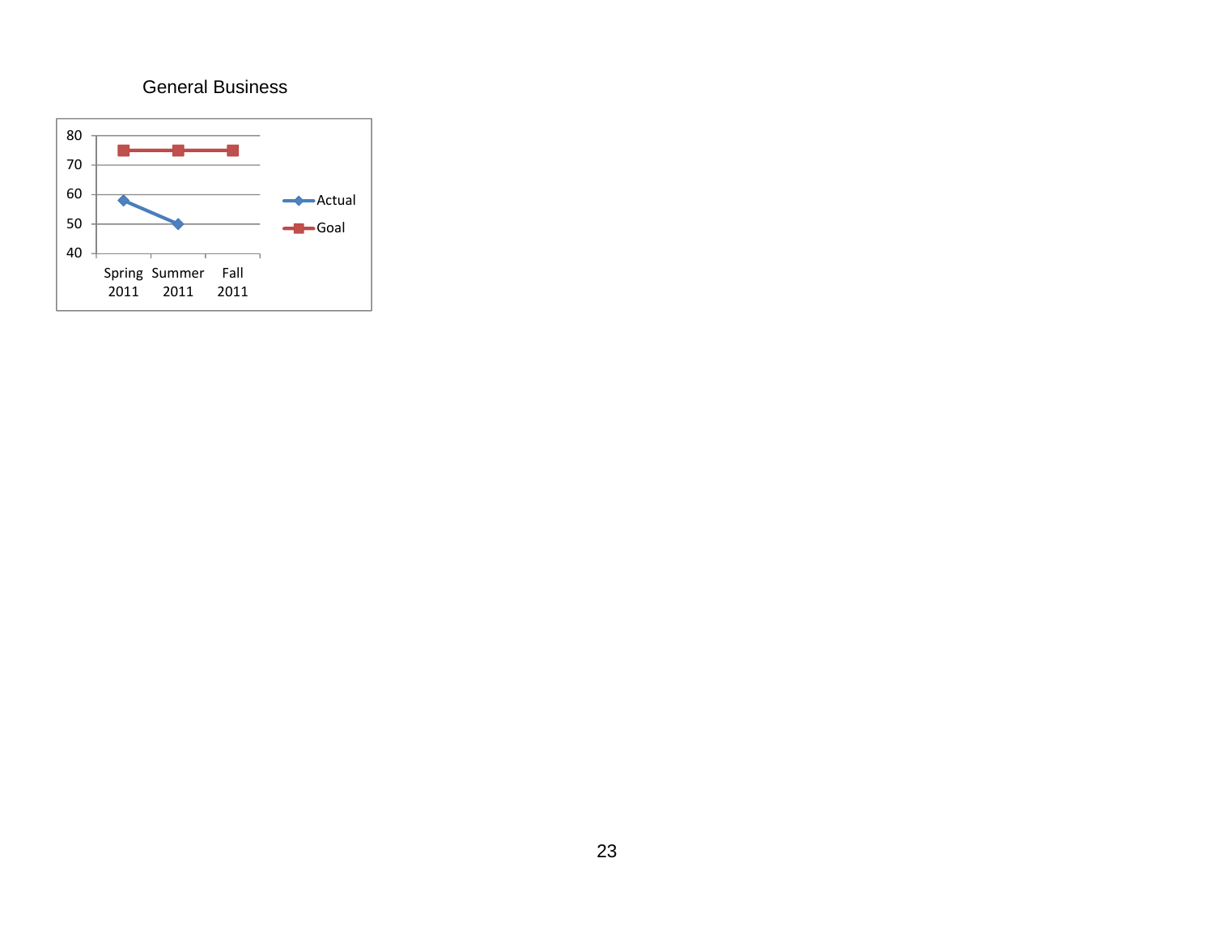General Business

80
70
60
50
40

Spring 2011
Summer 2011
Fall 2011

Actual
Goal